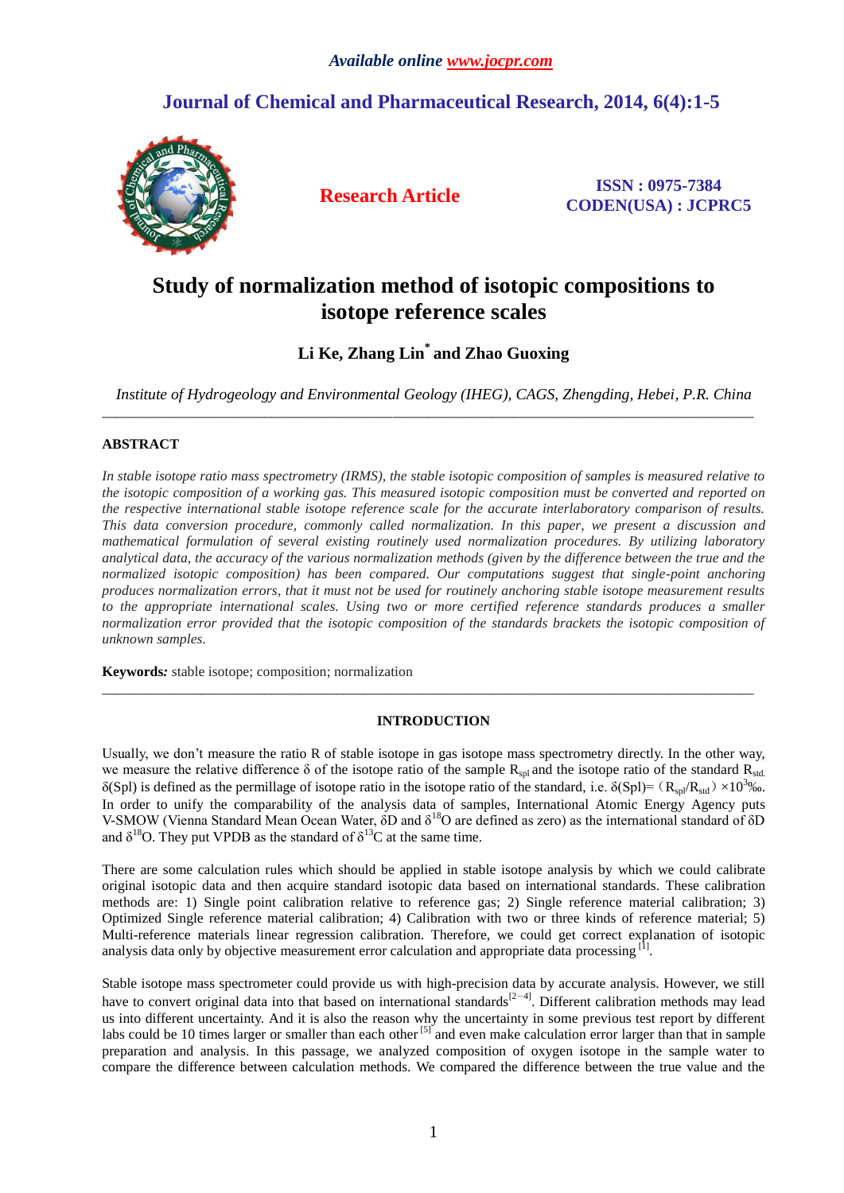*Available online www.jocpr.com*

## Journal of Chemical and Pharmaceutical Research, 2014, 6(4):1-5

**Research Article**

**ISSN : 0975-7384**
**CODEN(USA) : JCPRC5**

# Study of normalization method of isotopic compositions to isotope reference scales

**Li Ke, Zhang Lin\* and Zhao Guoxing**

*Institute of Hydrogeology and Environmental Geology (IHEG), CAGS, Zhengding, Hebei, P.R. China*

---

## ABSTRACT

*In stable isotope ratio mass spectrometry (IRMS), the stable isotopic composition of samples is measured relative to the isotopic composition of a working gas. This measured isotopic composition must be converted and reported on the respective international stable isotope reference scale for the accurate interlaboratory comparison of results. This data conversion procedure, commonly called normalization. In this paper, we present a discussion and mathematical formulation of several existing routinely used normalization procedures. By utilizing laboratory analytical data, the accuracy of the various normalization methods (given by the difference between the true and the normalized isotopic composition) has been compared. Our computations suggest that single-point anchoring produces normalization errors, that it must not be used for routinely anchoring stable isotope measurement results to the appropriate international scales. Using two or more certified reference standards produces a smaller normalization error provided that the isotopic composition of the standards brackets the isotopic composition of unknown samples.*

**Keywords:** stable isotope; composition; normalization

---

## INTRODUCTION

Usually, we don't measure the ratio R of stable isotope in gas isotope mass spectrometry directly. In the other way, we measure the relative difference δ of the isotope ratio of the sample $R_{spl}$ and the isotope ratio of the standard $R_{std}$. δ(Spl) is defined as the permillage of isotope ratio in the isotope ratio of the standard, i.e. $\delta(Spl) = (R_{spl}/R_{std}) \times 10^3$‰. In order to unify the comparability of the analysis data of samples, International Atomic Energy Agency puts V-SMOW (Vienna Standard Mean Ocean Water, δD and $\delta^{18}O$ are defined as zero) as the international standard of δD and $\delta^{18}O$. They put VPDB as the standard of $\delta^{13}C$ at the same time.

There are some calculation rules which should be applied in stable isotope analysis by which we could calibrate original isotopic data and then acquire standard isotopic data based on international standards. These calibration methods are: 1) Single point calibration relative to reference gas; 2) Single reference material calibration; 3) Optimized Single reference material calibration; 4) Calibration with two or three kinds of reference material; 5) Multi-reference materials linear regression calibration. Therefore, we could get correct explanation of isotopic analysis data only by objective measurement error calculation and appropriate data processing [1].

Stable isotope mass spectrometer could provide us with high-precision data by accurate analysis. However, we still have to convert original data into that based on international standards[2−4]. Different calibration methods may lead us into different uncertainty. And it is also the reason why the uncertainty in some previous test report by different labs could be 10 times larger or smaller than each other [5] and even make calculation error larger than that in sample preparation and analysis. In this passage, we analyzed composition of oxygen isotope in the sample water to compare the difference between calculation methods. We compared the difference between the true value and the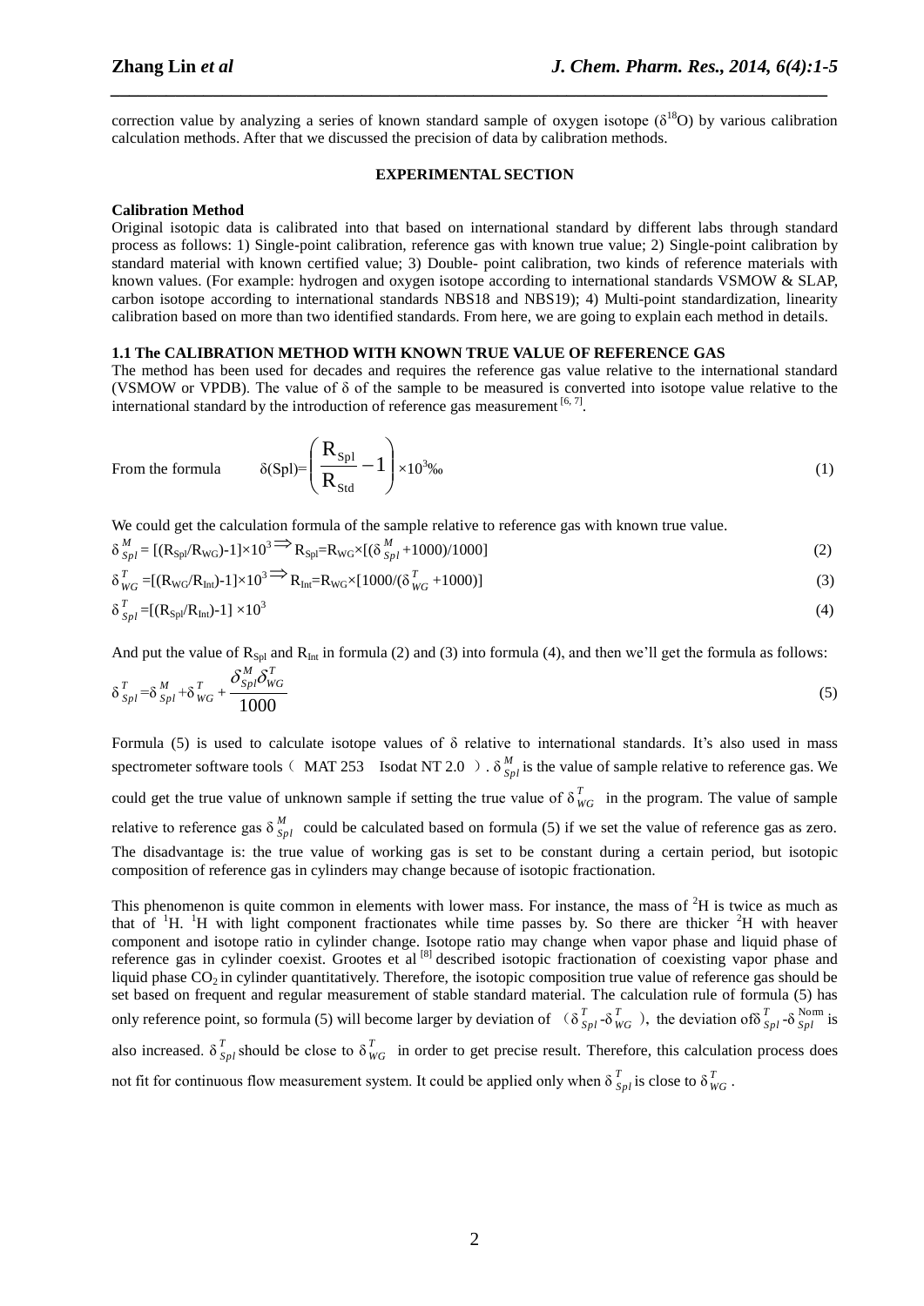correction value by analyzing a series of known standard sample of oxygen isotope ($\delta^{18}O$) by various calibration calculation methods. After that we discussed the precision of data by calibration methods.

## EXPERIMENTAL SECTION

**Calibration Method**

Original isotopic data is calibrated into that based on international standard by different labs through standard process as follows: 1) Single-point calibration, reference gas with known true value; 2) Single-point calibration by standard material with known certified value; 3) Double- point calibration, two kinds of reference materials with known values. (For example: hydrogen and oxygen isotope according to international standards VSMOW & SLAP, carbon isotope according to international standards NBS18 and NBS19); 4) Multi-point standardization, linearity calibration based on more than two identified standards. From here, we are going to explain each method in details.

### 1.1 The CALIBRATION METHOD WITH KNOWN TRUE VALUE OF REFERENCE GAS

The method has been used for decades and requires the reference gas value relative to the international standard (VSMOW or VPDB). The value of δ of the sample to be measured is converted into isotope value relative to the international standard by the introduction of reference gas measurement [6, 7].

From the formula
$$\delta(\text{Spl})=\left(\frac{R_{\text{Spl}}}{R_{\text{Std}}}-1\right)\times 10^3‰ \tag{1}$$

We could get the calculation formula of the sample relative to reference gas with known true value.

$$\delta^{M}_{Spl} = [(R_{Spl}/R_{WG})-1]\times 10^3 \Rightarrow R_{Spl}=R_{WG}\times[(\delta^{M}_{Spl}+1000)/1000] \tag{2}$$

$$\delta^{T}_{WG} =[(R_{WG}/R_{Int})-1]\times 10^3 \Rightarrow R_{Int}=R_{WG}\times[1000/(\delta^{T}_{WG}+1000)] \tag{3}$$

$$\delta^{T}_{Spl} =[(R_{Spl}/R_{Int})-1]\times 10^3 \tag{4}$$

And put the value of $R_{Spl}$ and $R_{Int}$ in formula (2) and (3) into formula (4), and then we'll get the formula as follows:

$$\delta^{T}_{Spl}=\delta^{M}_{Spl}+\delta^{T}_{WG}+\frac{\delta^{M}_{Spl}\delta^{T}_{WG}}{1000} \tag{5}$$

Formula (5) is used to calculate isotope values of δ relative to international standards. It's also used in mass spectrometer software tools（ MAT 253 Isodat NT 2.0 ）. $\delta^{M}_{Spl}$ is the value of sample relative to reference gas. We could get the true value of unknown sample if setting the true value of $\delta^{T}_{WG}$ in the program. The value of sample relative to reference gas $\delta^{M}_{Spl}$ could be calculated based on formula (5) if we set the value of reference gas as zero. The disadvantage is: the true value of working gas is set to be constant during a certain period, but isotopic composition of reference gas in cylinders may change because of isotopic fractionation.

This phenomenon is quite common in elements with lower mass. For instance, the mass of $^2H$ is twice as much as that of $^1H$. $^1H$ with light component fractionates while time passes by. So there are thicker $^2H$ with heaver component and isotope ratio in cylinder change. Isotope ratio may change when vapor phase and liquid phase of reference gas in cylinder coexist. Grootes et al [8] described isotopic fractionation of coexisting vapor phase and liquid phase $CO_2$ in cylinder quantitatively. Therefore, the isotopic composition true value of reference gas should be set based on frequent and regular measurement of stable standard material. The calculation rule of formula (5) has only reference point, so formula (5) will become larger by deviation of （$\delta^{T}_{Spl}$-$\delta^{T}_{WG}$）, the deviation of $\delta^{T}_{Spl}$-$\delta^{\text{Norm}}_{Spl}$ is also increased. $\delta^{T}_{Spl}$ should be close to $\delta^{T}_{WG}$ in order to get precise result. Therefore, this calculation process does not fit for continuous flow measurement system. It could be applied only when $\delta^{T}_{Spl}$ is close to $\delta^{T}_{WG}$.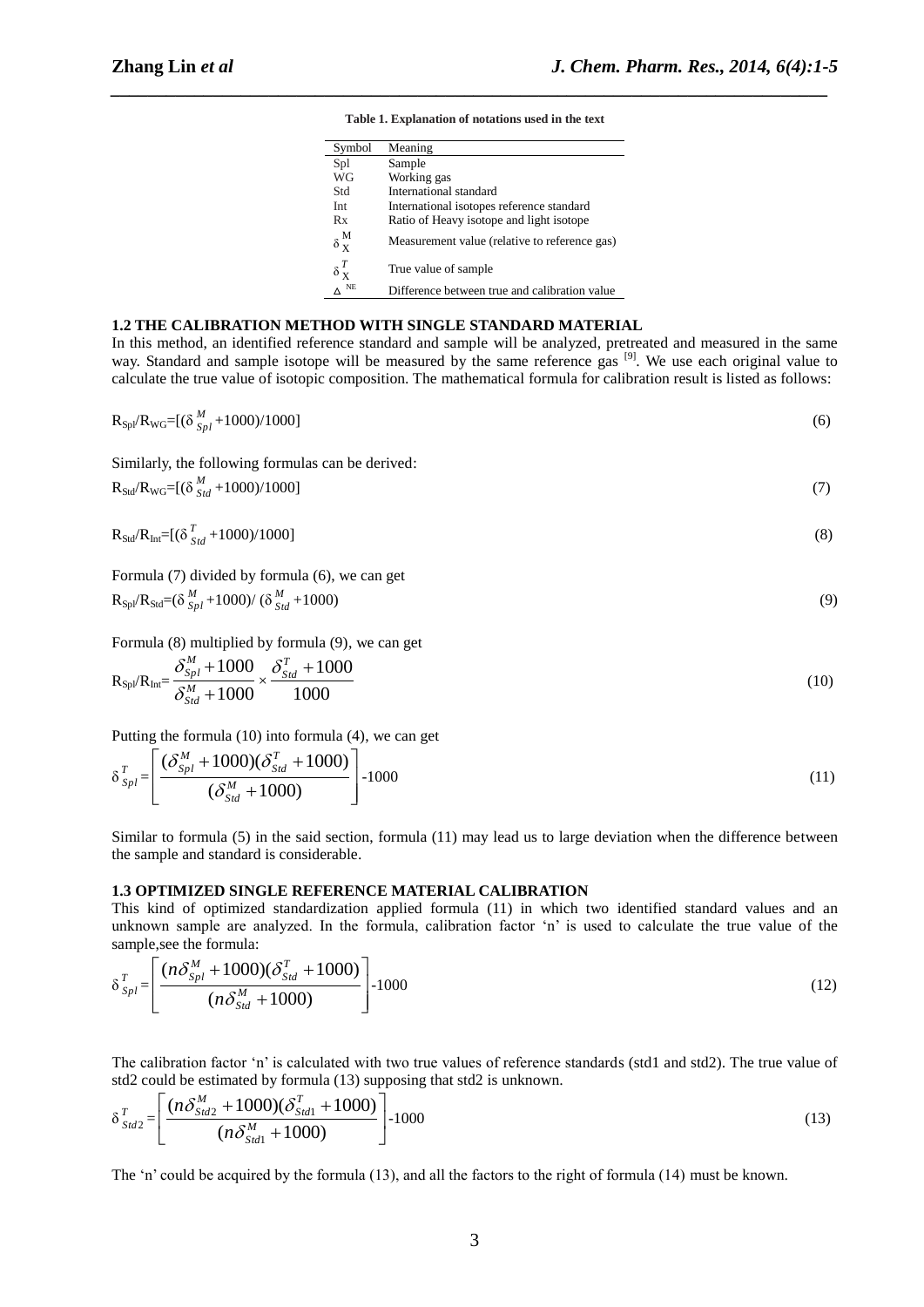**Table 1. Explanation of notations used in the text**

| Symbol | Meaning |
|---|---|
| Spl | Sample |
| WG | Working gas |
| Std | International standard |
| Int | International isotopes reference standard |
| Rx | Ratio of Heavy isotope and light isotope |
| $\delta^{M}_{X}$ | Measurement value (relative to reference gas) |
| $\delta^{T}_{X}$ | True value of sample |
| $\Delta^{NE}$ | Difference between true and calibration value |

### 1.2 THE CALIBRATION METHOD WITH SINGLE STANDARD MATERIAL

In this method, an identified reference standard and sample will be analyzed, pretreated and measured in the same way. Standard and sample isotope will be measured by the same reference gas [9]. We use each original value to calculate the true value of isotopic composition. The mathematical formula for calibration result is listed as follows:

$$R_{Spl}/R_{WG}=[(\delta^{M}_{Spl}+1000)/1000] \tag{6}$$

Similarly, the following formulas can be derived:

$$R_{Std}/R_{WG}=[(\delta^{M}_{Std}+1000)/1000] \tag{7}$$

$$R_{Std}/R_{Int}=[(\delta^{T}_{Std}+1000)/1000] \tag{8}$$

Formula (7) divided by formula (6), we can get

$$R_{Spl}/R_{Std}=(\delta^{M}_{Spl}+1000)/(\delta^{M}_{Std}+1000) \tag{9}$$

Formula (8) multiplied by formula (9), we can get

$$R_{Spl}/R_{Int}=\frac{\delta^{M}_{Spl}+1000}{\delta^{M}_{Std}+1000}\times\frac{\delta^{T}_{Std}+1000}{1000} \tag{10}$$

Putting the formula (10) into formula (4), we can get

$$\delta^{T}_{Spl}=\left[\frac{(\delta^{M}_{Spl}+1000)(\delta^{T}_{Std}+1000)}{(\delta^{M}_{Std}+1000)}\right]-1000 \tag{11}$$

Similar to formula (5) in the said section, formula (11) may lead us to large deviation when the difference between the sample and standard is considerable.

### 1.3 OPTIMIZED SINGLE REFERENCE MATERIAL CALIBRATION

This kind of optimized standardization applied formula (11) in which two identified standard values and an unknown sample are analyzed. In the formula, calibration factor 'n' is used to calculate the true value of the sample,see the formula:

$$\delta^{T}_{Spl}=\left[\frac{(n\delta^{M}_{Spl}+1000)(\delta^{T}_{Std}+1000)}{(n\delta^{M}_{Std}+1000)}\right]-1000 \tag{12}$$

The calibration factor 'n' is calculated with two true values of reference standards (std1 and std2). The true value of std2 could be estimated by formula (13) supposing that std2 is unknown.

$$\delta^{T}_{Std2}=\left[\frac{(n\delta^{M}_{Std2}+1000)(\delta^{T}_{Std1}+1000)}{(n\delta^{M}_{Std1}+1000)}\right]-1000 \tag{13}$$

The 'n' could be acquired by the formula (13), and all the factors to the right of formula (14) must be known.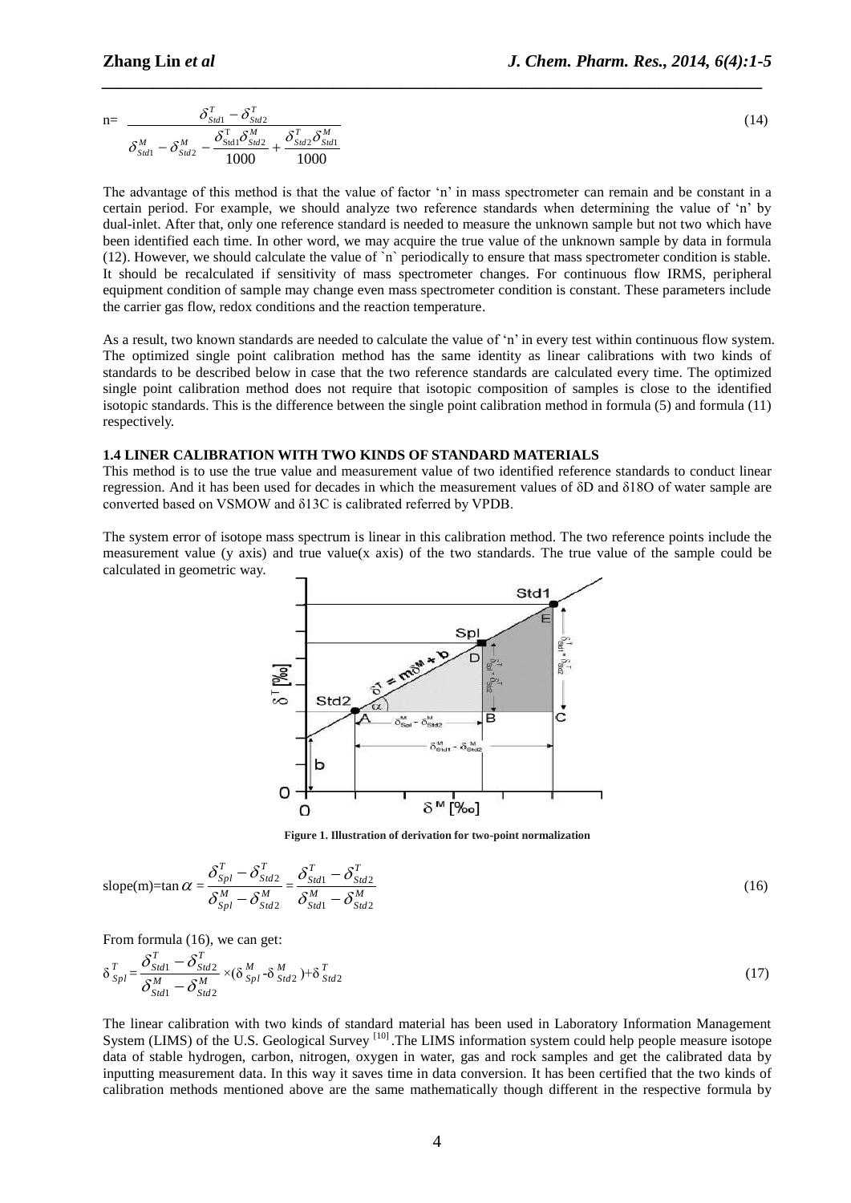$$n= \frac{\delta^T_{Std1} - \delta^T_{Std2}}{\delta^M_{Std1} - \delta^M_{Std2} - \frac{\delta^T_{Std1}\delta^M_{Std2}}{1000} + \frac{\delta^T_{Std2}\delta^M_{Std1}}{1000}} \tag{14}$$

The advantage of this method is that the value of factor 'n' in mass spectrometer can remain and be constant in a certain period. For example, we should analyze two reference standards when determining the value of 'n' by dual-inlet. After that, only one reference standard is needed to measure the unknown sample but not two which have been identified each time. In other word, we may acquire the true value of the unknown sample by data in formula (12). However, we should calculate the value of `n` periodically to ensure that mass spectrometer condition is stable. It should be recalculated if sensitivity of mass spectrometer changes. For continuous flow IRMS, peripheral equipment condition of sample may change even mass spectrometer condition is constant. These parameters include the carrier gas flow, redox conditions and the reaction temperature.

As a result, two known standards are needed to calculate the value of 'n' in every test within continuous flow system. The optimized single point calibration method has the same identity as linear calibrations with two kinds of standards to be described below in case that the two reference standards are calculated every time. The optimized single point calibration method does not require that isotopic composition of samples is close to the identified isotopic standards. This is the difference between the single point calibration method in formula (5) and formula (11) respectively.

### 1.4 LINER CALIBRATION WITH TWO KINDS OF STANDARD MATERIALS

This method is to use the true value and measurement value of two identified reference standards to conduct linear regression. And it has been used for decades in which the measurement values of δD and δ18O of water sample are converted based on VSMOW and δ13C is calibrated referred by VPDB.

The system error of isotope mass spectrum is linear in this calibration method. The two reference points include the measurement value (y axis) and true value(x axis) of the two standards. The true value of the sample could be calculated in geometric way.

**Figure 1. Illustration of derivation for two-point normalization**

$$\text{slope(m)}=\tan\alpha = \frac{\delta^T_{Spl} - \delta^T_{Std2}}{\delta^M_{Spl} - \delta^M_{Std2}} = \frac{\delta^T_{Std1} - \delta^T_{Std2}}{\delta^M_{Std1} - \delta^M_{Std2}} \tag{16}$$

From formula (16), we can get:

$$\delta^T_{Spl} = \frac{\delta^T_{Std1} - \delta^T_{Std2}}{\delta^M_{Std1} - \delta^M_{Std2}} \times (\delta^M_{Spl} - \delta^M_{Std2}) + \delta^T_{Std2} \tag{17}$$

The linear calibration with two kinds of standard material has been used in Laboratory Information Management System (LIMS) of the U.S. Geological Survey [10]. The LIMS information system could help people measure isotope data of stable hydrogen, carbon, nitrogen, oxygen in water, gas and rock samples and get the calibrated data by inputting measurement data. In this way it saves time in data conversion. It has been certified that the two kinds of calibration methods mentioned above are the same mathematically though different in the respective formula by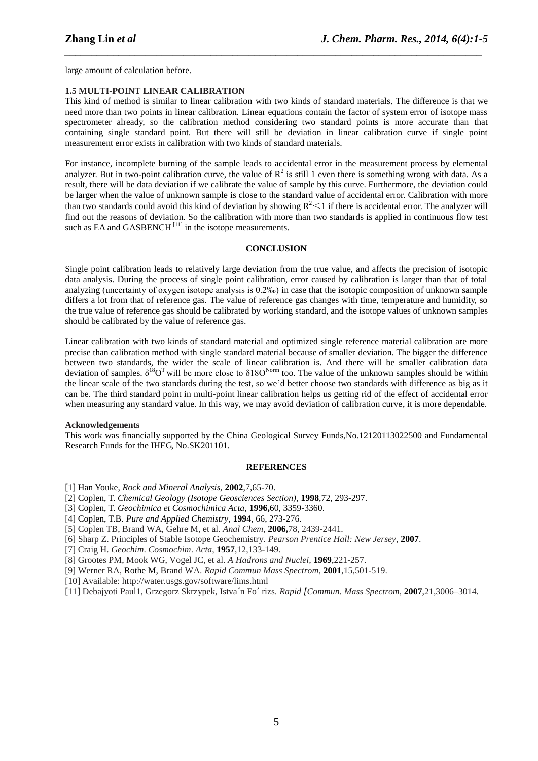large amount of calculation before.

### 1.5 MULTI-POINT LINEAR CALIBRATION

This kind of method is similar to linear calibration with two kinds of standard materials. The difference is that we need more than two points in linear calibration. Linear equations contain the factor of system error of isotope mass spectrometer already, so the calibration method considering two standard points is more accurate than that containing single standard point. But there will still be deviation in linear calibration curve if single point measurement error exists in calibration with two kinds of standard materials.

For instance, incomplete burning of the sample leads to accidental error in the measurement process by elemental analyzer. But in two-point calibration curve, the value of $R^2$ is still 1 even there is something wrong with data. As a result, there will be data deviation if we calibrate the value of sample by this curve. Furthermore, the deviation could be larger when the value of unknown sample is close to the standard value of accidental error. Calibration with more than two standards could avoid this kind of deviation by showing $R^2 < 1$ if there is accidental error. The analyzer will find out the reasons of deviation. So the calibration with more than two standards is applied in continuous flow test such as EA and GASBENCH [11] in the isotope measurements.

## CONCLUSION

Single point calibration leads to relatively large deviation from the true value, and affects the precision of isotopic data analysis. During the process of single point calibration, error caused by calibration is larger than that of total analyzing (uncertainty of oxygen isotope analysis is 0.2‰) in case that the isotopic composition of unknown sample differs a lot from that of reference gas. The value of reference gas changes with time, temperature and humidity, so the true value of reference gas should be calibrated by working standard, and the isotope values of unknown samples should be calibrated by the value of reference gas.

Linear calibration with two kinds of standard material and optimized single reference material calibration are more precise than calibration method with single standard material because of smaller deviation. The bigger the difference between two standards, the wider the scale of linear calibration is. And there will be smaller calibration data deviation of samples. $\delta^{18}O^{T}$ will be more close to $\delta 18O^{Norm}$ too. The value of the unknown samples should be within the linear scale of the two standards during the test, so we'd better choose two standards with difference as big as it can be. The third standard point in multi-point linear calibration helps us getting rid of the effect of accidental error when measuring any standard value. In this way, we may avoid deviation of calibration curve, it is more dependable.

**Acknowledgements**

This work was financially supported by the China Geological Survey Funds,No.12120113022500 and Fundamental Research Funds for the IHEG, No.SK201101.

## REFERENCES

[1] Han Youke, *Rock and Mineral Analysis*, **2002**,7,65-70.
[2] Coplen, T. *Chemical Geology (Isotope Geosciences Section)*, **1998**,72, 293-297.
[3] Coplen, T. *Geochimica et Cosmochimica Acta*, **1996,**60, 3359-3360.
[4] Coplen, T.B. *Pure and Applied Chemistry*, **1994**, 66, 273-276.
[5] Coplen TB, Brand WA, Gehre M, et al. *Anal Chem*, **2006,**78, 2439-2441.
[6] Sharp Z. Principles of Stable Isotope Geochemistry. *Pearson Prentice Hall: New Jersey*, **2007**.
[7] Craig H. *Geochim. Cosmochim. Acta*, **1957**,12,133-149.
[8] Grootes PM, Mook WG, Vogel JC, et al. *A Hadrons and Nuclei*, **1969**,221-257.
[9] Werner RA, Rothe M, Brand WA. *Rapid Commun Mass Spectrom*, **2001**,15,501-519.
[10] Available: http://water.usgs.gov/software/lims.html
[11] Debajyoti Paul1, Grzegorz Skrzypek, Istva´n Fo´ rizs. *Rapid [Commun. Mass Spectrom*, **2007**,21,3006–3014.